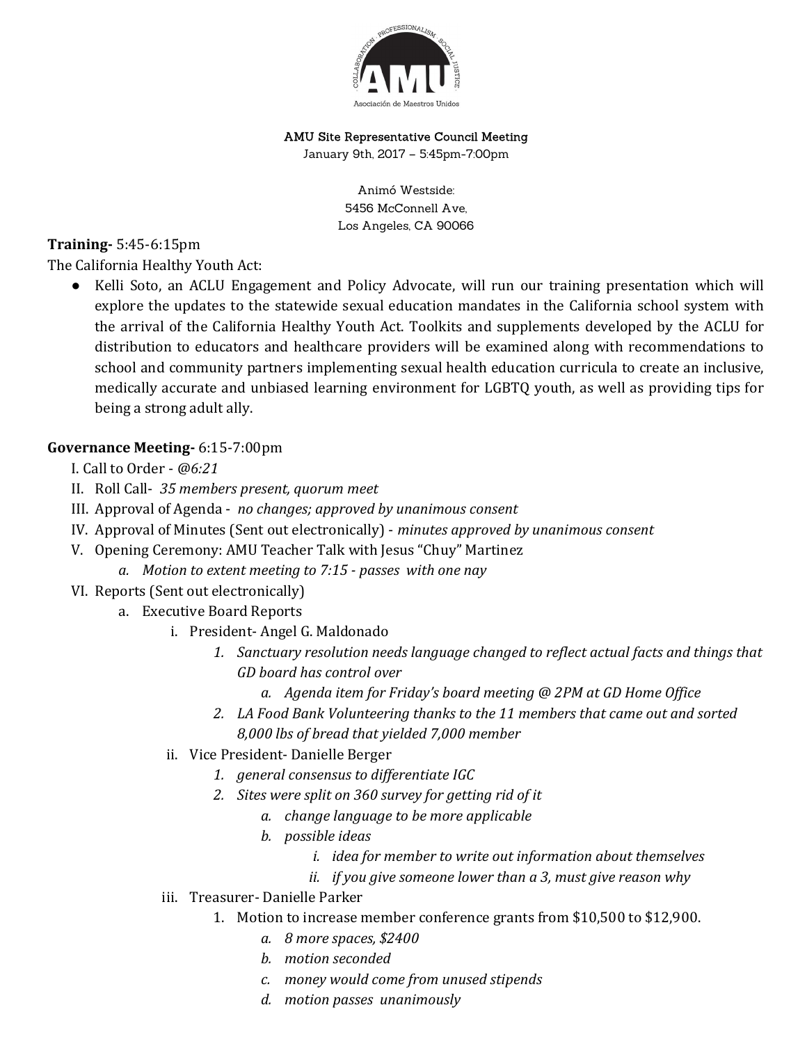AMU Site Representative Council Meeting

January 9th, 2017 – 5:45pm-7:00pm

Animó Westside:
5456 McConnell Ave,
Los Angeles, CA 90066

**Training-** 5:45-6:15pm

The California Healthy Youth Act:

- Kelli Soto, an ACLU Engagement and Policy Advocate, will run our training presentation which will explore the updates to the statewide sexual education mandates in the California school system with the arrival of the California Healthy Youth Act. Toolkits and supplements developed by the ACLU for distribution to educators and healthcare providers will be examined along with recommendations to school and community partners implementing sexual health education curricula to create an inclusive, medically accurate and unbiased learning environment for LGBTQ youth, as well as providing tips for being a strong adult ally.

**Governance Meeting-** 6:15-7:00pm

I. Call to Order - *@6:21*

II. Roll Call- *35 members present, quorum meet*

III. Approval of Agenda - *no changes; approved by unanimous consent*

IV. Approval of Minutes (Sent out electronically) - *minutes approved by unanimous consent*

V. Opening Ceremony: AMU Teacher Talk with Jesus "Chuy" Martinez
   - a. *Motion to extent meeting to 7:15 - passes with one nay*

VI. Reports (Sent out electronically)
   - a. Executive Board Reports
      - i. President- Angel G. Maldonado
         - 1. *Sanctuary resolution needs language changed to reflect actual facts and things that GD board has control over*
            - a. *Agenda item for Friday's board meeting @ 2PM at GD Home Office*
         - 2. *LA Food Bank Volunteering thanks to the 11 members that came out and sorted 8,000 lbs of bread that yielded 7,000 member*
      - ii. Vice President- Danielle Berger
         - 1. *general consensus to differentiate IGC*
         - 2. *Sites were split on 360 survey for getting rid of it*
            - a. *change language to be more applicable*
            - b. *possible ideas*
               - i. *idea for member to write out information about themselves*
               - ii. *if you give someone lower than a 3, must give reason why*
      - iii. Treasurer- Danielle Parker
         - 1. Motion to increase member conference grants from $10,500 to $12,900.
            - a. *8 more spaces, $2400*
            - b. *motion seconded*
            - c. *money would come from unused stipends*
            - d. *motion passes unanimously*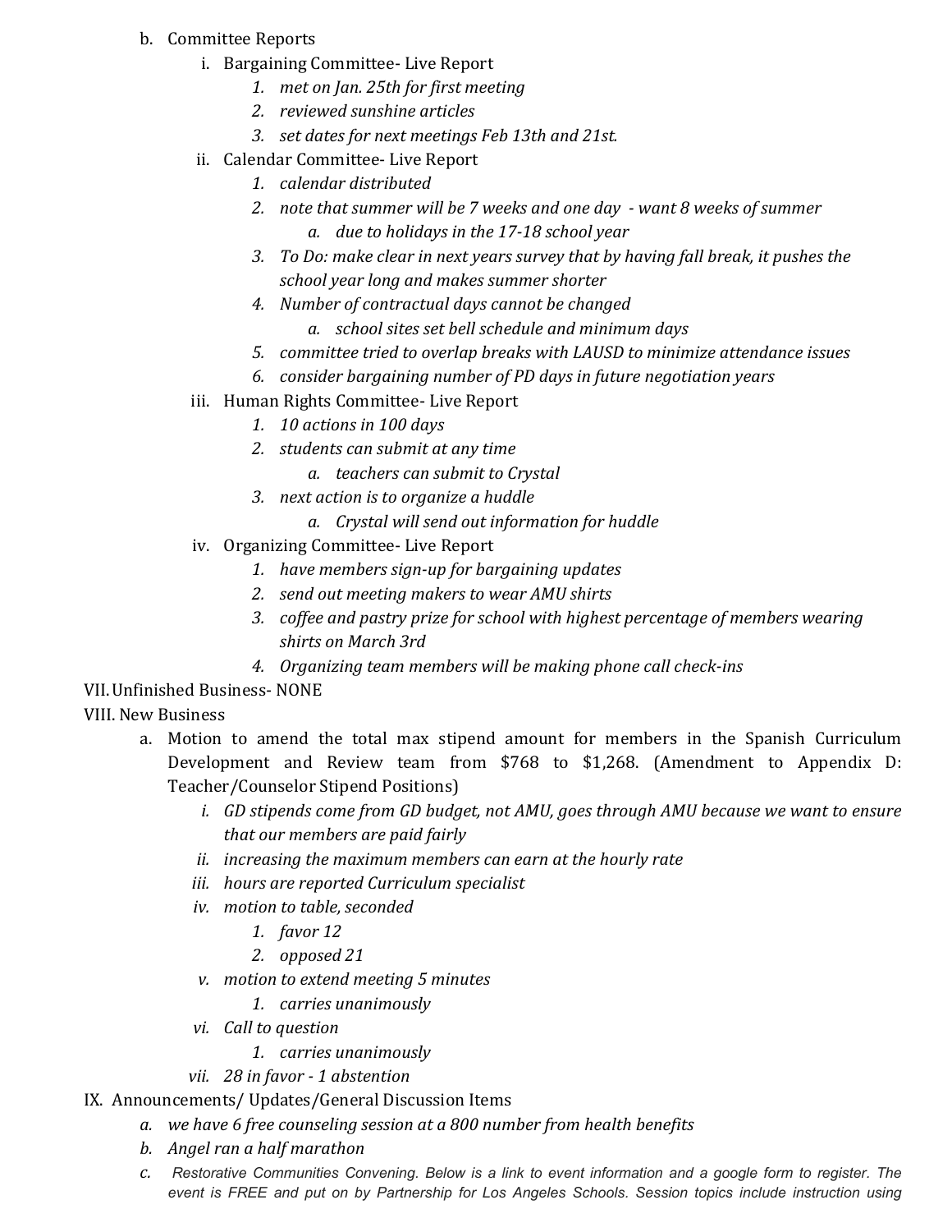b. Committee Reports

   i. Bargaining Committee- Live Report
      1. *met on Jan. 25th for first meeting*
      2. *reviewed sunshine articles*
      3. *set dates for next meetings Feb 13th and 21st.*

   ii. Calendar Committee- Live Report
      1. *calendar distributed*
      2. *note that summer will be 7 weeks and one day - want 8 weeks of summer*
         a. *due to holidays in the 17-18 school year*
      3. *To Do: make clear in next years survey that by having fall break, it pushes the school year long and makes summer shorter*
      4. *Number of contractual days cannot be changed*
         a. *school sites set bell schedule and minimum days*
      5. *committee tried to overlap breaks with LAUSD to minimize attendance issues*
      6. *consider bargaining number of PD days in future negotiation years*

   iii. Human Rights Committee- Live Report
      1. *10 actions in 100 days*
      2. *students can submit at any time*
         a. *teachers can submit to Crystal*
      3. *next action is to organize a huddle*
         a. *Crystal will send out information for huddle*

   iv. Organizing Committee- Live Report
      1. *have members sign-up for bargaining updates*
      2. *send out meeting makers to wear AMU shirts*
      3. *coffee and pastry prize for school with highest percentage of members wearing shirts on March 3rd*
      4. *Organizing team members will be making phone call check-ins*

VII. Unfinished Business- NONE

VIII. New Business

a. Motion to amend the total max stipend amount for members in the Spanish Curriculum Development and Review team from $768 to $1,268. (Amendment to Appendix D: Teacher/Counselor Stipend Positions)

   i. *GD stipends come from GD budget, not AMU, goes through AMU because we want to ensure that our members are paid fairly*
   ii. *increasing the maximum members can earn at the hourly rate*
   iii. *hours are reported Curriculum specialist*
   iv. *motion to table, seconded*
      1. *favor 12*
      2. *opposed 21*
   v. *motion to extend meeting 5 minutes*
      1. *carries unanimously*
   vi. *Call to question*
      1. *carries unanimously*
   vii. *28 in favor - 1 abstention*

IX. Announcements/ Updates/General Discussion Items

a. *we have 6 free counseling session at a 800 number from health benefits*

b. *Angel ran a half marathon*

c. *Restorative Communities Convening. Below is a link to event information and a google form to register. The event is FREE and put on by Partnership for Los Angeles Schools. Session topics include instruction using*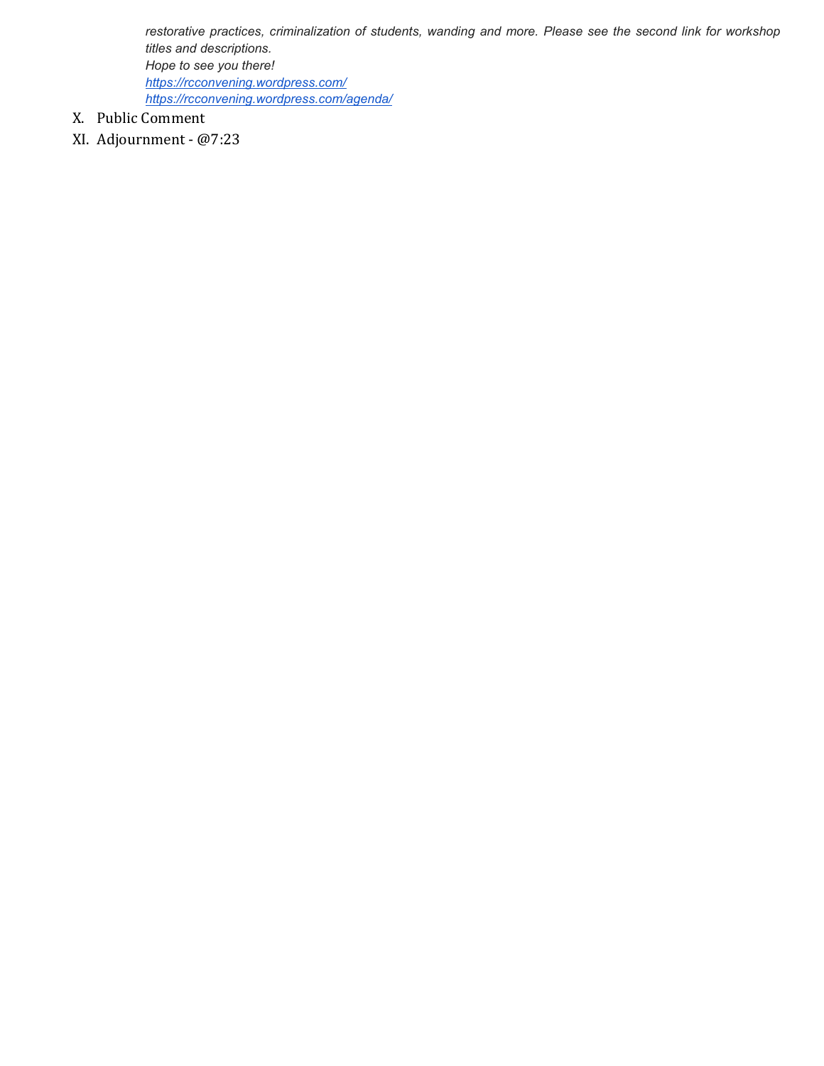*restorative practices, criminalization of students, wanding and more. Please see the second link for workshop titles and descriptions.*
*Hope to see you there!*
*https://rcconvening.wordpress.com/*
*https://rcconvening.wordpress.com/agenda/*

X. Public Comment

XI. Adjournment - @7:23